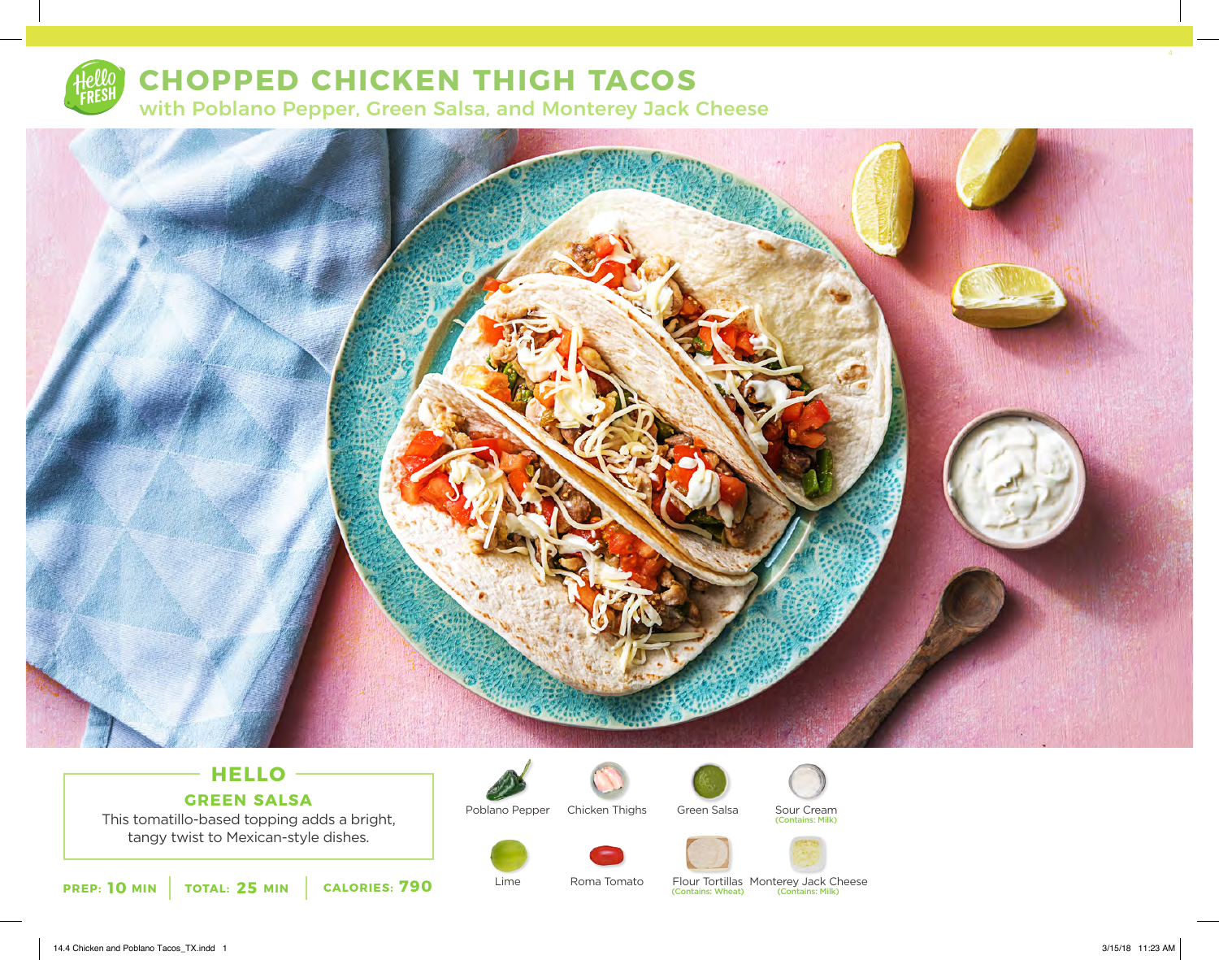# CHOPPED CHICKEN THIGH TACOS

## with Poblano Pepper, Green Salsa, and Monterey Jack Cheese

### HELLO

### GREEN SALSA

This tomatillo-based topping adds a bright, tangy twist to Mexican-style dishes.

**PREP: 10 MIN** | **TOTAL: 25 MIN** | **CALORIES: 790**

- Poblano Pepper
- Chicken Thighs
- Green Salsa
- Sour Cream (Contains: Milk)
- Lime
- Roma Tomato
- Flour Tortillas (Contains: Wheat)
- Monterey Jack Cheese (Contains: Milk)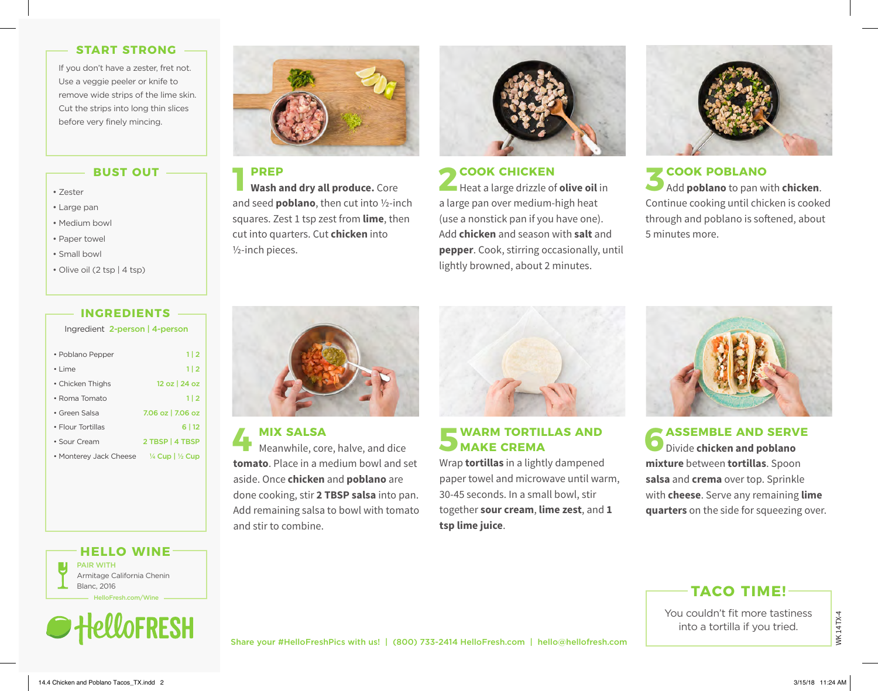## START STRONG

If you don't have a zester, fret not. Use a veggie peeler or knife to remove wide strips of the lime skin. Cut the strips into long thin slices before very finely mincing.

## BUST OUT

- Zester
- Large pan
- Medium bowl
- Paper towel
- Small bowl
- Olive oil (2 tsp | 4 tsp)

## INGREDIENTS

| Ingredient | 2-person \| 4-person |
|---|---|
| Poblano Pepper | 1 \| 2 |
| Lime | 1 \| 2 |
| Chicken Thighs | 12 oz \| 24 oz |
| Roma Tomato | 1 \| 2 |
| Green Salsa | 7.06 oz \| 7.06 oz |
| Flour Tortillas | 6 \| 12 |
| Sour Cream | 2 TBSP \| 4 TBSP |
| Monterey Jack Cheese | ¼ Cup \| ½ Cup |

## HELLO WINE

PAIR WITH

Armitage California Chenin Blanc, 2016

HelloFresh.com/Wine

HelloFRESH

## 1 PREP

**Wash and dry all produce.** Core and seed **poblano**, then cut into ½-inch squares. Zest 1 tsp zest from **lime**, then cut into quarters. Cut **chicken** into ½-inch pieces.

## 2 COOK CHICKEN

Heat a large drizzle of **olive oil** in a large pan over medium-high heat (use a nonstick pan if you have one). Add **chicken** and season with **salt** and **pepper**. Cook, stirring occasionally, until lightly browned, about 2 minutes.

## 3 COOK POBLANO

Add **poblano** to pan with **chicken**. Continue cooking until chicken is cooked through and poblano is softened, about 5 minutes more.

## 4 MIX SALSA

Meanwhile, core, halve, and dice **tomato**. Place in a medium bowl and set aside. Once **chicken** and **poblano** are done cooking, stir **2 TBSP salsa** into pan. Add remaining salsa to bowl with tomato and stir to combine.

## 5 WARM TORTILLAS AND MAKE CREMA

Wrap **tortillas** in a lightly dampened paper towel and microwave until warm, 30-45 seconds. In a small bowl, stir together **sour cream**, **lime zest**, and **1 tsp lime juice**.

## 6 ASSEMBLE AND SERVE

Divide **chicken and poblano mixture** between **tortillas**. Spoon **salsa** and **crema** over top. Sprinkle with **cheese**. Serve any remaining **lime quarters** on the side for squeezing over.

## TACO TIME!

You couldn't fit more tastiness into a tortilla if you tried.

Share your #HelloFreshPics with us! | (800) 733-2414 HelloFresh.com | hello@hellofresh.com

WK14TX-4